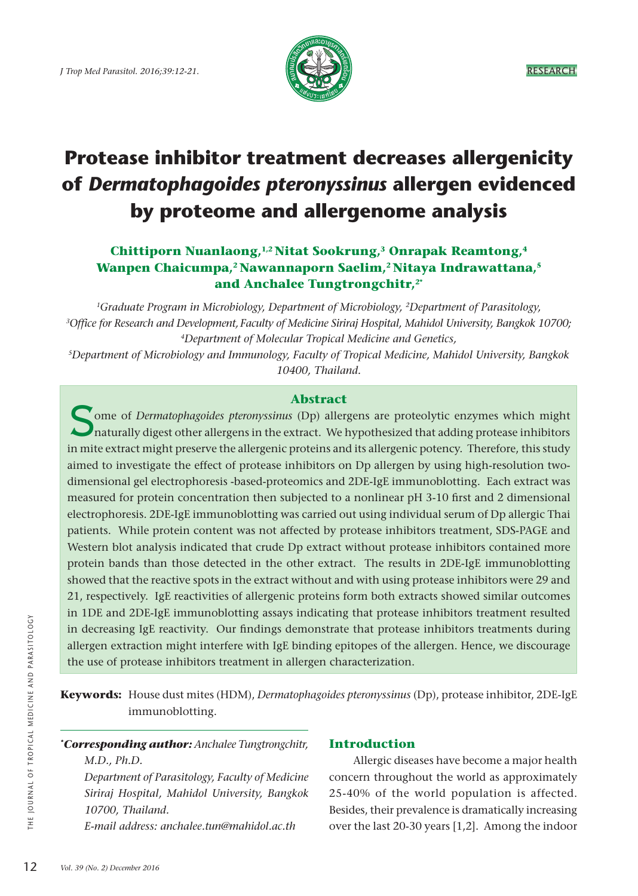# Protease inhibitor treatment decreases allergenicity of *Dermatophagoides pteronyssinus* allergen evidenced by proteome and allergenome analysis

**Chittiporn Nuanlaong,[1,2] Nitat Sookrung,[3] Onrapak Reamtong,[4] Wanpen Chaicumpa,[2] Nawannaporn Saelim,[2] Nitaya Indrawattana,[5] and Anchalee Tungtrongchitr,[2*]**

*[1]Graduate Program in Microbiology, Department of Microbiology, [2]Department of Parasitology, [3]Office for Research and Development, Faculty of Medicine Siriraj Hospital, Mahidol University, Bangkok 10700; [4]Department of Molecular Tropical Medicine and Genetics, [5]Department of Microbiology and Immunology, Faculty of Tropical Medicine, Mahidol University, Bangkok 10400, Thailand.*

## Abstract

Some of *Dermatophagoides pteronyssinus* (Dp) allergens are proteolytic enzymes which might naturally digest other allergens in the extract. We hypothesized that adding protease inhibitors in mite extract might preserve the allergenic proteins and its allergenic potency. Therefore, this study aimed to investigate the effect of protease inhibitors on Dp allergen by using high-resolution two-dimensional gel electrophoresis -based-proteomics and 2DE-IgE immunoblotting. Each extract was measured for protein concentration then subjected to a nonlinear pH 3-10 first and 2 dimensional electrophoresis. 2DE-IgE immunoblotting was carried out using individual serum of Dp allergic Thai patients. While protein content was not affected by protease inhibitors treatment, SDS-PAGE and Western blot analysis indicated that crude Dp extract without protease inhibitors contained more protein bands than those detected in the other extract. The results in 2DE-IgE immunoblotting showed that the reactive spots in the extract without and with using protease inhibitors were 29 and 21, respectively. IgE reactivities of allergenic proteins form both extracts showed similar outcomes in 1DE and 2DE-IgE immunoblotting assays indicating that protease inhibitors treatment resulted in decreasing IgE reactivity. Our findings demonstrate that protease inhibitors treatments during allergen extraction might interfere with IgE binding epitopes of the allergen. Hence, we discourage the use of protease inhibitors treatment in allergen characterization.

**Keywords:** House dust mites (HDM), *Dermatophagoides pteronyssinus* (Dp), protease inhibitor, 2DE-IgE immunoblotting.

***Corresponding author:** *Anchalee Tungtrongchitr, M.D., Ph.D.*
*Department of Parasitology, Faculty of Medicine Siriraj Hospital, Mahidol University, Bangkok 10700, Thailand.*
*E-mail address: anchalee.tun@mahidol.ac.th*

## Introduction

Allergic diseases have become a major health concern throughout the world as approximately 25-40% of the world population is affected. Besides, their prevalence is dramatically increasing over the last 20-30 years [1,2]. Among the indoor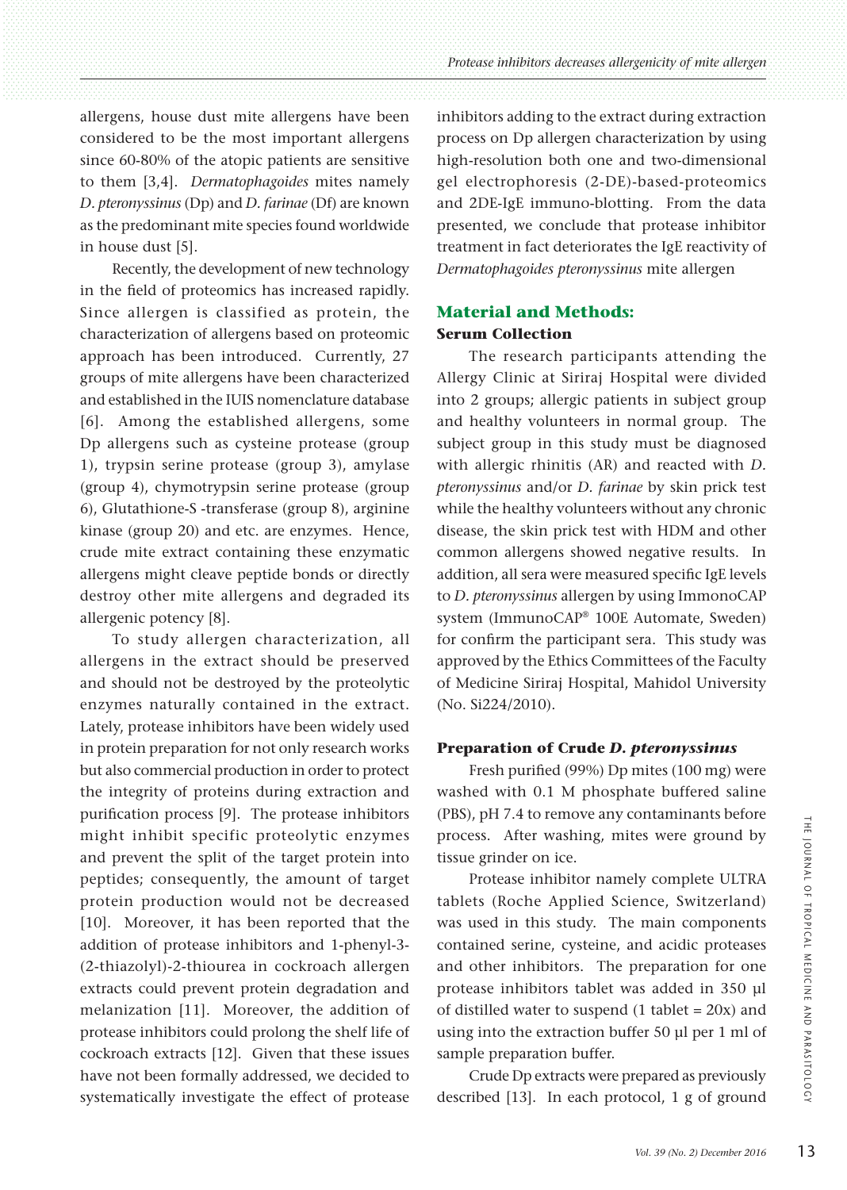allergens, house dust mite allergens have been considered to be the most important allergens since 60-80% of the atopic patients are sensitive to them [3,4]. *Dermatophagoides* mites namely *D. pteronyssinus* (Dp) and *D. farinae* (Df) are known as the predominant mite species found worldwide in house dust [5].

Recently, the development of new technology in the field of proteomics has increased rapidly. Since allergen is classified as protein, the characterization of allergens based on proteomic approach has been introduced. Currently, 27 groups of mite allergens have been characterized and established in the IUIS nomenclature database [6]. Among the established allergens, some Dp allergens such as cysteine protease (group 1), trypsin serine protease (group 3), amylase (group 4), chymotrypsin serine protease (group 6), Glutathione-S -transferase (group 8), arginine kinase (group 20) and etc. are enzymes. Hence, crude mite extract containing these enzymatic allergens might cleave peptide bonds or directly destroy other mite allergens and degraded its allergenic potency [8].

To study allergen characterization, all allergens in the extract should be preserved and should not be destroyed by the proteolytic enzymes naturally contained in the extract. Lately, protease inhibitors have been widely used in protein preparation for not only research works but also commercial production in order to protect the integrity of proteins during extraction and purification process [9]. The protease inhibitors might inhibit specific proteolytic enzymes and prevent the split of the target protein into peptides; consequently, the amount of target protein production would not be decreased [10]. Moreover, it has been reported that the addition of protease inhibitors and 1-phenyl-3-(2-thiazolyl)-2-thiourea in cockroach allergen extracts could prevent protein degradation and melanization [11]. Moreover, the addition of protease inhibitors could prolong the shelf life of cockroach extracts [12]. Given that these issues have not been formally addressed, we decided to systematically investigate the effect of protease inhibitors adding to the extract during extraction process on Dp allergen characterization by using high-resolution both one and two-dimensional gel electrophoresis (2-DE)-based-proteomics and 2DE-IgE immuno-blotting. From the data presented, we conclude that protease inhibitor treatment in fact deteriorates the IgE reactivity of *Dermatophagoides pteronyssinus* mite allergen

## Material and Methods:

### Serum Collection

The research participants attending the Allergy Clinic at Siriraj Hospital were divided into 2 groups; allergic patients in subject group and healthy volunteers in normal group. The subject group in this study must be diagnosed with allergic rhinitis (AR) and reacted with *D. pteronyssinus* and/or *D. farinae* by skin prick test while the healthy volunteers without any chronic disease, the skin prick test with HDM and other common allergens showed negative results. In addition, all sera were measured specific IgE levels to *D. pteronyssinus* allergen by using ImmonoCAP system (ImmunoCAP® 100E Automate, Sweden) for confirm the participant sera. This study was approved by the Ethics Committees of the Faculty of Medicine Siriraj Hospital, Mahidol University (No. Si224/2010).

### Preparation of Crude *D. pteronyssinus*

Fresh purified (99%) Dp mites (100 mg) were washed with 0.1 M phosphate buffered saline (PBS), pH 7.4 to remove any contaminants before process. After washing, mites were ground by tissue grinder on ice.

Protease inhibitor namely complete ULTRA tablets (Roche Applied Science, Switzerland) was used in this study. The main components contained serine, cysteine, and acidic proteases and other inhibitors. The preparation for one protease inhibitors tablet was added in 350 µl of distilled water to suspend (1 tablet = 20x) and using into the extraction buffer 50 µl per 1 ml of sample preparation buffer.

Crude Dp extracts were prepared as previously described [13]. In each protocol, 1 g of ground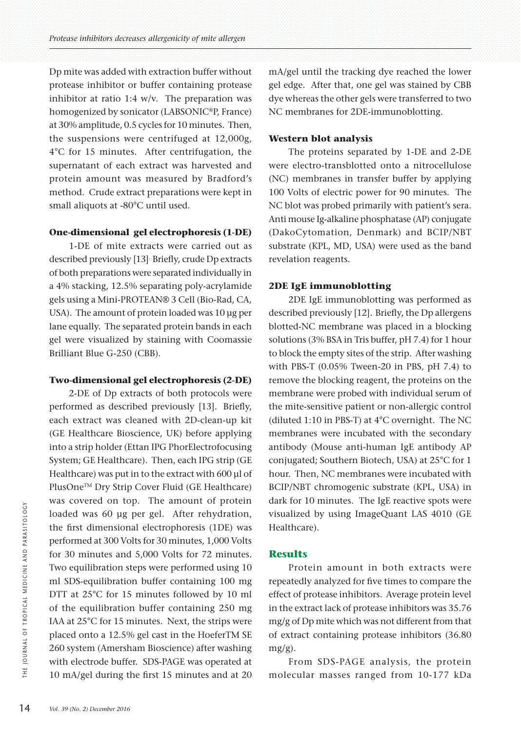Dp mite was added with extraction buffer without protease inhibitor or buffer containing protease inhibitor at ratio 1:4 w/v. The preparation was homogenized by sonicator (LABSONIC®P, France) at 30% amplitude, 0.5 cycles for 10 minutes. Then, the suspensions were centrifuged at 12,000g, 4°C for 15 minutes. After centrifugation, the supernatant of each extract was harvested and protein amount was measured by Bradford's method. Crude extract preparations were kept in small aliquots at -80°C until used.

### One-dimensional gel electrophoresis (1-DE)

1-DE of mite extracts were carried out as described previously [13]. Briefly, crude Dp extracts of both preparations were separated individually in a 4% stacking, 12.5% separating poly-acrylamide gels using a Mini-PROTEAN® 3 Cell (Bio-Rad, CA, USA). The amount of protein loaded was 10 µg per lane equally. The separated protein bands in each gel were visualized by staining with Coomassie Brilliant Blue G-250 (CBB).

### Two-dimensional gel electrophoresis (2-DE)

2-DE of Dp extracts of both protocols were performed as described previously [13]. Briefly, each extract was cleaned with 2D-clean-up kit (GE Healthcare Bioscience, UK) before applying into a strip holder (Ettan IPG PhorElectrofocusing System; GE Healthcare). Then, each IPG strip (GE Healthcare) was put in to the extract with 600 µl of PlusOne™ Dry Strip Cover Fluid (GE Healthcare) was covered on top. The amount of protein loaded was 60 µg per gel. After rehydration, the first dimensional electrophoresis (1DE) was performed at 300 Volts for 30 minutes, 1,000 Volts for 30 minutes and 5,000 Volts for 72 minutes. Two equilibration steps were performed using 10 ml SDS-equilibration buffer containing 100 mg DTT at 25°C for 15 minutes followed by 10 ml of the equilibration buffer containing 250 mg IAA at 25°C for 15 minutes. Next, the strips were placed onto a 12.5% gel cast in the HoeferTM SE 260 system (Amersham Bioscience) after washing with electrode buffer. SDS-PAGE was operated at 10 mA/gel during the first 15 minutes and at 20 mA/gel until the tracking dye reached the lower gel edge. After that, one gel was stained by CBB dye whereas the other gels were transferred to two NC membranes for 2DE-immunoblotting.

### Western blot analysis

The proteins separated by 1-DE and 2-DE were electro-transblotted onto a nitrocellulose (NC) membranes in transfer buffer by applying 100 Volts of electric power for 90 minutes. The NC blot was probed primarily with patient's sera. Anti mouse Ig-alkaline phosphatase (AP) conjugate (DakoCytomation, Denmark) and BCIP/NBT substrate (KPL, MD, USA) were used as the band revelation reagents.

### 2DE IgE immunoblotting

2DE IgE immunoblotting was performed as described previously [12]. Briefly, the Dp allergens blotted-NC membrane was placed in a blocking solutions (3% BSA in Tris buffer, pH 7.4) for 1 hour to block the empty sites of the strip. After washing with PBS-T (0.05% Tween-20 in PBS, pH 7.4) to remove the blocking reagent, the proteins on the membrane were probed with individual serum of the mite-sensitive patient or non-allergic control (diluted 1:10 in PBS-T) at 4°C overnight. The NC membranes were incubated with the secondary antibody (Mouse anti-human IgE antibody AP conjugated; Southern Biotech, USA) at 25°C for 1 hour. Then, NC membranes were incubated with BCIP/NBT chromogenic substrate (KPL, USA) in dark for 10 minutes. The IgE reactive spots were visualized by using ImageQuant LAS 4010 (GE Healthcare).

## Results

Protein amount in both extracts were repeatedly analyzed for five times to compare the effect of protease inhibitors. Average protein level in the extract lack of protease inhibitors was 35.76 mg/g of Dp mite which was not different from that of extract containing protease inhibitors (36.80 mg/g).

From SDS-PAGE analysis, the protein molecular masses ranged from 10-177 kDa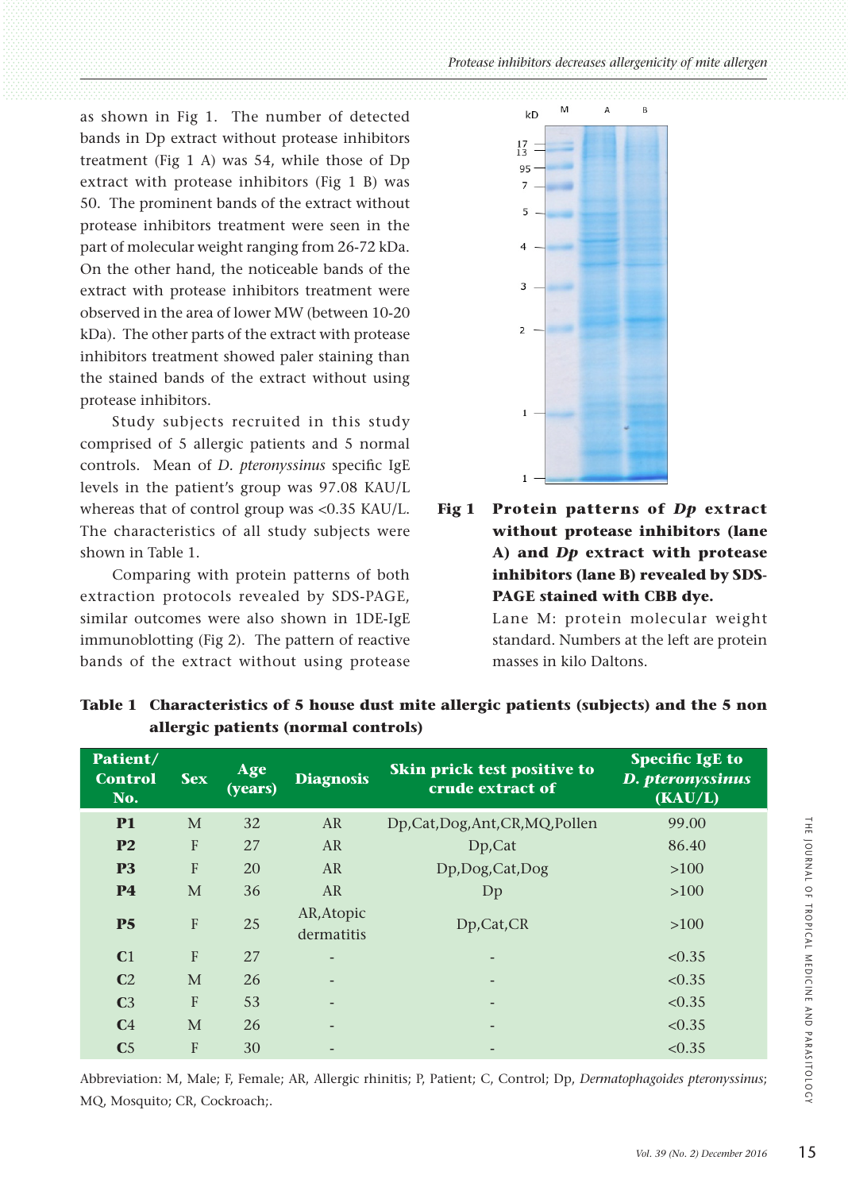as shown in Fig 1. The number of detected bands in Dp extract without protease inhibitors treatment (Fig 1 A) was 54, while those of Dp extract with protease inhibitors (Fig 1 B) was 50. The prominent bands of the extract without protease inhibitors treatment were seen in the part of molecular weight ranging from 26-72 kDa. On the other hand, the noticeable bands of the extract with protease inhibitors treatment were observed in the area of lower MW (between 10-20 kDa). The other parts of the extract with protease inhibitors treatment showed paler staining than the stained bands of the extract without using protease inhibitors.

Study subjects recruited in this study comprised of 5 allergic patients and 5 normal controls. Mean of *D. pteronyssinus* specific IgE levels in the patient's group was 97.08 KAU/L whereas that of control group was <0.35 KAU/L. The characteristics of all study subjects were shown in Table 1.

Comparing with protein patterns of both extraction protocols revealed by SDS-PAGE, similar outcomes were also shown in 1DE-IgE immunoblotting (Fig 2). The pattern of reactive bands of the extract without using protease

**Fig 1 Protein patterns of *Dp* extract without protease inhibitors (lane A) and *Dp* extract with protease inhibitors (lane B) revealed by SDS-PAGE stained with CBB dye.**
Lane M: protein molecular weight standard. Numbers at the left are protein masses in kilo Daltons.

**Table 1 Characteristics of 5 house dust mite allergic patients (subjects) and the 5 non allergic patients (normal controls)**

| Patient/ Control No. | Sex | Age (years) | Diagnosis | Skin prick test positive to crude extract of | Specific IgE to *D. pteronyssinus* (KAU/L) |
|---|---|---|---|---|---|
| **P1** | M | 32 | AR | Dp,Cat,Dog,Ant,CR,MQ,Pollen | 99.00 |
| **P2** | F | 27 | AR | Dp,Cat | 86.40 |
| **P3** | F | 20 | AR | Dp,Dog,Cat,Dog | >100 |
| **P4** | M | 36 | AR | Dp | >100 |
| **P5** | F | 25 | AR,Atopic dermatitis | Dp,Cat,CR | >100 |
| **C1** | F | 27 | - | - | <0.35 |
| **C2** | M | 26 | - | - | <0.35 |
| **C3** | F | 53 | - | - | <0.35 |
| **C4** | M | 26 | - | - | <0.35 |
| **C5** | F | 30 | - | - | <0.35 |

Abbreviation: M, Male; F, Female; AR, Allergic rhinitis; P, Patient; C, Control; Dp, *Dermatophagoides pteronyssinus*; MQ, Mosquito; CR, Cockroach;.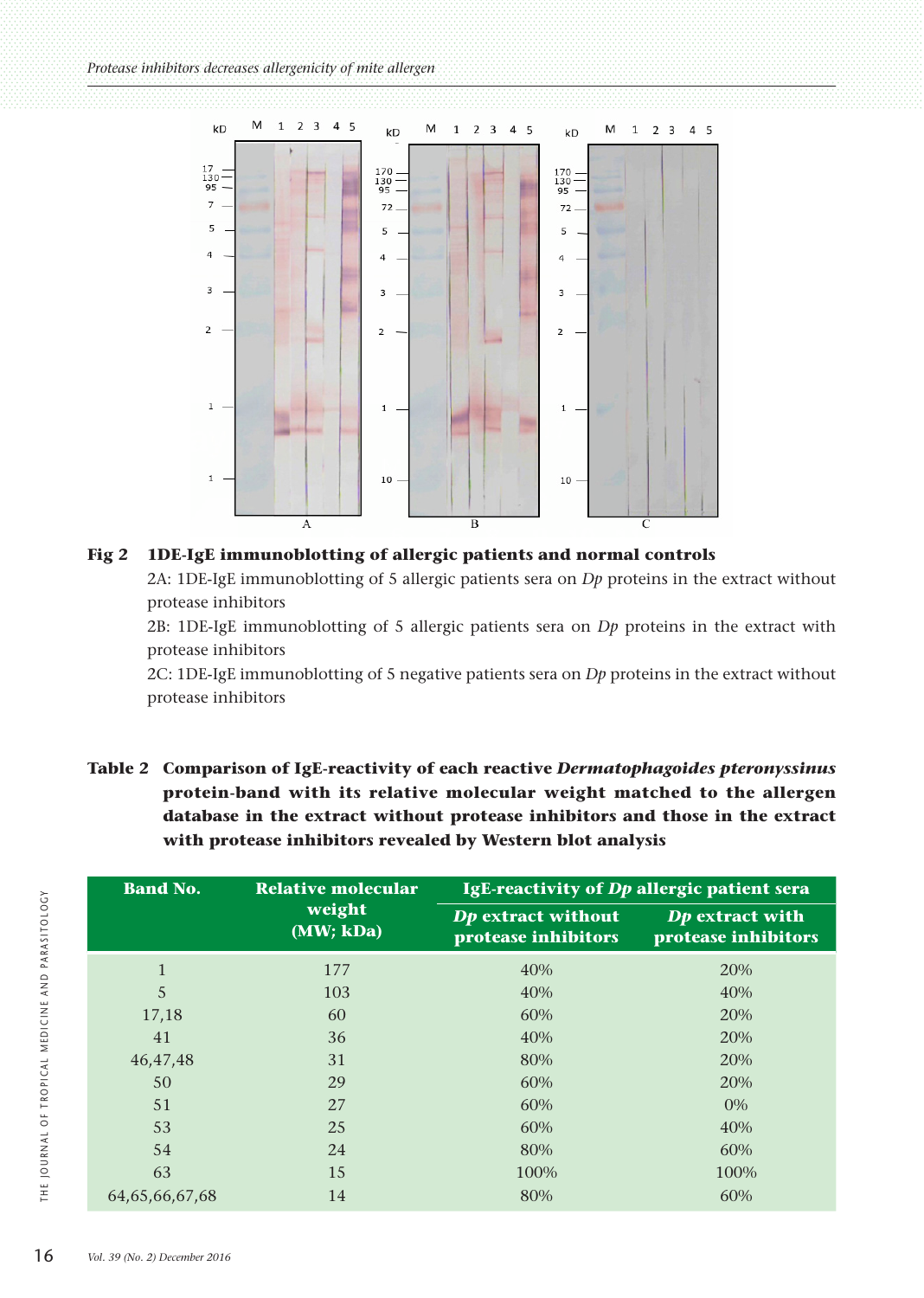**Fig 2 1DE-IgE immunoblotting of allergic patients and normal controls**

2A: 1DE-IgE immunoblotting of 5 allergic patients sera on *Dp* proteins in the extract without protease inhibitors

2B: 1DE-IgE immunoblotting of 5 allergic patients sera on *Dp* proteins in the extract with protease inhibitors

2C: 1DE-IgE immunoblotting of 5 negative patients sera on *Dp* proteins in the extract without protease inhibitors

**Table 2 Comparison of IgE-reactivity of each reactive *Dermatophagoides pteronyssinus* protein-band with its relative molecular weight matched to the allergen database in the extract without protease inhibitors and those in the extract with protease inhibitors revealed by Western blot analysis**

| Band No. | Relative molecular weight (MW; kDa) | IgE-reactivity of *Dp* allergic patient sera | |
|---|---|---|---|
| | | *Dp* extract without protease inhibitors | *Dp* extract with protease inhibitors |
| 1 | 177 | 40% | 20% |
| 5 | 103 | 40% | 40% |
| 17,18 | 60 | 60% | 20% |
| 41 | 36 | 40% | 20% |
| 46,47,48 | 31 | 80% | 20% |
| 50 | 29 | 60% | 20% |
| 51 | 27 | 60% | 0% |
| 53 | 25 | 60% | 40% |
| 54 | 24 | 80% | 60% |
| 63 | 15 | 100% | 100% |
| 64,65,66,67,68 | 14 | 80% | 60% |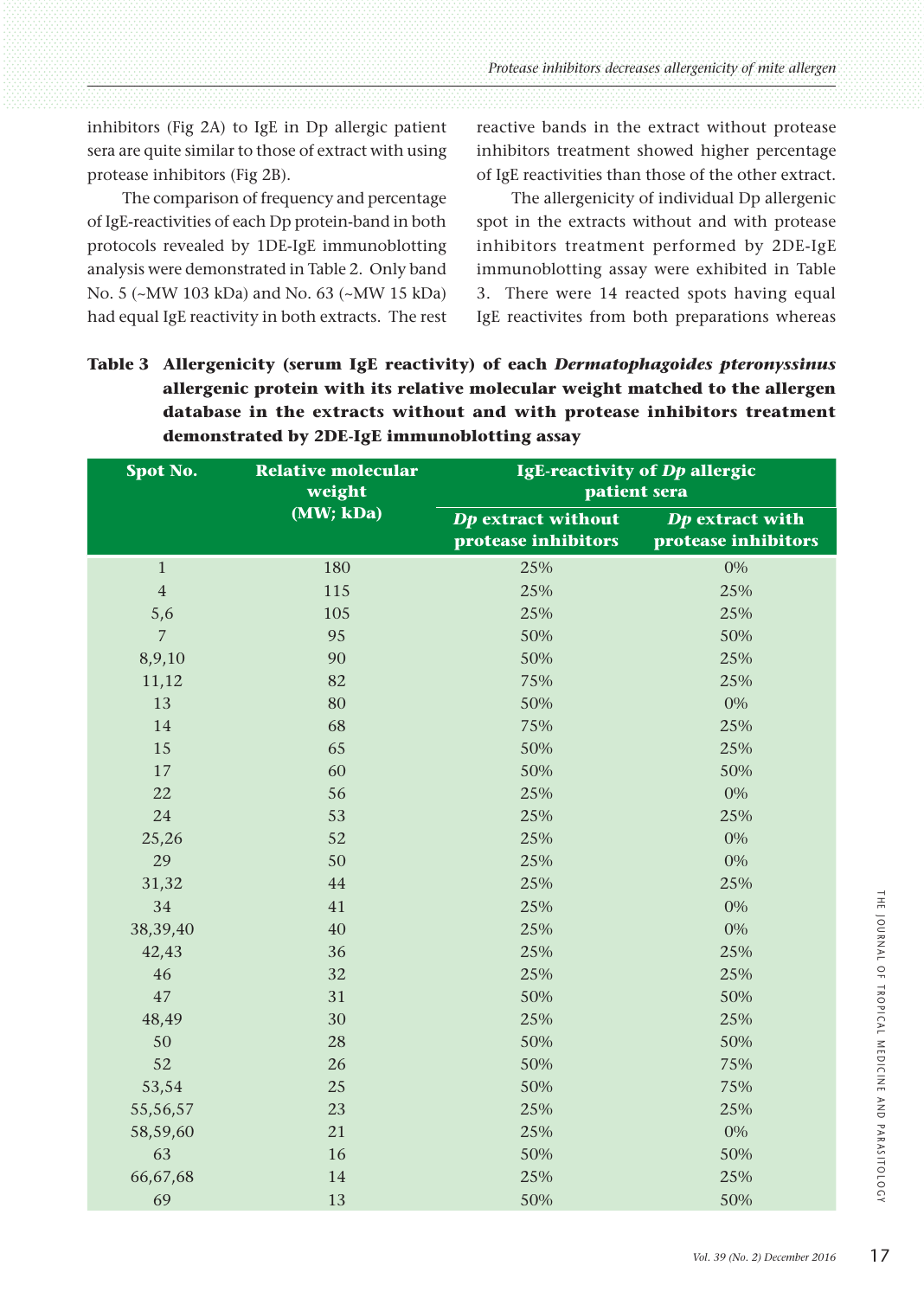inhibitors (Fig 2A) to IgE in Dp allergic patient sera are quite similar to those of extract with using protease inhibitors (Fig 2B).

The comparison of frequency and percentage of IgE-reactivities of each Dp protein-band in both protocols revealed by 1DE-IgE immunoblotting analysis were demonstrated in Table 2. Only band No. 5 (~MW 103 kDa) and No. 63 (~MW 15 kDa) had equal IgE reactivity in both extracts. The rest reactive bands in the extract without protease inhibitors treatment showed higher percentage of IgE reactivities than those of the other extract.

The allergenicity of individual Dp allergenic spot in the extracts without and with protease inhibitors treatment performed by 2DE-IgE immunoblotting assay were exhibited in Table 3. There were 14 reacted spots having equal IgE reactivites from both preparations whereas

**Table 3 Allergenicity (serum IgE reactivity) of each *Dermatophagoides pteronyssinus* allergenic protein with its relative molecular weight matched to the allergen database in the extracts without and with protease inhibitors treatment demonstrated by 2DE-IgE immunoblotting assay**

| Spot No. | Relative molecular weight (MW; kDa) | IgE-reactivity of *Dp* allergic patient sera | |
|---|---|---|---|
| | | *Dp* extract without protease inhibitors | *Dp* extract with protease inhibitors |
| 1 | 180 | 25% | 0% |
| 4 | 115 | 25% | 25% |
| 5,6 | 105 | 25% | 25% |
| 7 | 95 | 50% | 50% |
| 8,9,10 | 90 | 50% | 25% |
| 11,12 | 82 | 75% | 25% |
| 13 | 80 | 50% | 0% |
| 14 | 68 | 75% | 25% |
| 15 | 65 | 50% | 25% |
| 17 | 60 | 50% | 50% |
| 22 | 56 | 25% | 0% |
| 24 | 53 | 25% | 25% |
| 25,26 | 52 | 25% | 0% |
| 29 | 50 | 25% | 0% |
| 31,32 | 44 | 25% | 25% |
| 34 | 41 | 25% | 0% |
| 38,39,40 | 40 | 25% | 0% |
| 42,43 | 36 | 25% | 25% |
| 46 | 32 | 25% | 25% |
| 47 | 31 | 50% | 50% |
| 48,49 | 30 | 25% | 25% |
| 50 | 28 | 50% | 50% |
| 52 | 26 | 50% | 75% |
| 53,54 | 25 | 50% | 75% |
| 55,56,57 | 23 | 25% | 25% |
| 58,59,60 | 21 | 25% | 0% |
| 63 | 16 | 50% | 50% |
| 66,67,68 | 14 | 25% | 25% |
| 69 | 13 | 50% | 50% |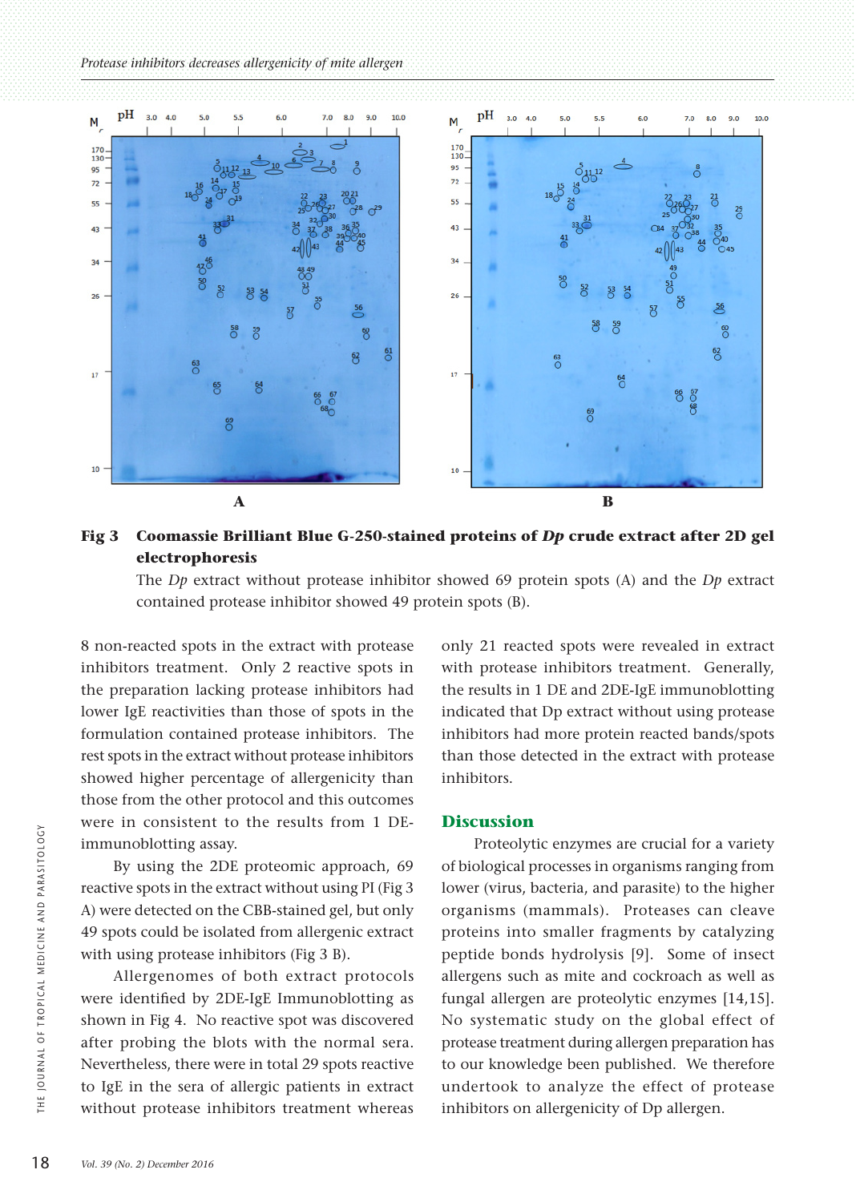**Fig 3 Coomassie Brilliant Blue G-250-stained proteins of *Dp* crude extract after 2D gel electrophoresis**

The *Dp* extract without protease inhibitor showed 69 protein spots (A) and the *Dp* extract contained protease inhibitor showed 49 protein spots (B).

8 non-reacted spots in the extract with protease inhibitors treatment. Only 2 reactive spots in the preparation lacking protease inhibitors had lower IgE reactivities than those of spots in the formulation contained protease inhibitors. The rest spots in the extract without protease inhibitors showed higher percentage of allergenicity than those from the other protocol and this outcomes were in consistent to the results from 1 DE-immunoblotting assay.

By using the 2DE proteomic approach, 69 reactive spots in the extract without using PI (Fig 3 A) were detected on the CBB-stained gel, but only 49 spots could be isolated from allergenic extract with using protease inhibitors (Fig 3 B).

Allergenomes of both extract protocols were identified by 2DE-IgE Immunoblotting as shown in Fig 4. No reactive spot was discovered after probing the blots with the normal sera. Nevertheless, there were in total 29 spots reactive to IgE in the sera of allergic patients in extract without protease inhibitors treatment whereas only 21 reacted spots were revealed in extract with protease inhibitors treatment. Generally, the results in 1 DE and 2DE-IgE immunoblotting indicated that Dp extract without using protease inhibitors had more protein reacted bands/spots than those detected in the extract with protease inhibitors.

## Discussion

Proteolytic enzymes are crucial for a variety of biological processes in organisms ranging from lower (virus, bacteria, and parasite) to the higher organisms (mammals). Proteases can cleave proteins into smaller fragments by catalyzing peptide bonds hydrolysis [9]. Some of insect allergens such as mite and cockroach as well as fungal allergen are proteolytic enzymes [14,15]. No systematic study on the global effect of protease treatment during allergen preparation has to our knowledge been published. We therefore undertook to analyze the effect of protease inhibitors on allergenicity of Dp allergen.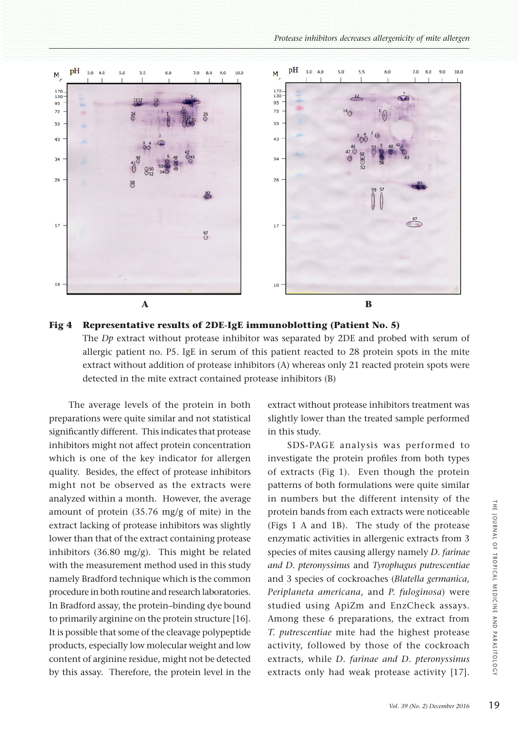**Fig 4 Representative results of 2DE-IgE immunoblotting (Patient No. 5)**

The *Dp* extract without protease inhibitor was separated by 2DE and probed with serum of allergic patient no. P5. IgE in serum of this patient reacted to 28 protein spots in the mite extract without addition of protease inhibitors (A) whereas only 21 reacted protein spots were detected in the mite extract contained protease inhibitors (B)

The average levels of the protein in both preparations were quite similar and not statistical significantly different. This indicates that protease inhibitors might not affect protein concentration which is one of the key indicator for allergen quality. Besides, the effect of protease inhibitors might not be observed as the extracts were analyzed within a month. However, the average amount of protein (35.76 mg/g of mite) in the extract lacking of protease inhibitors was slightly lower than that of the extract containing protease inhibitors (36.80 mg/g). This might be related with the measurement method used in this study namely Bradford technique which is the common procedure in both routine and research laboratories. In Bradford assay, the protein–binding dye bound to primarily arginine on the protein structure [16]. It is possible that some of the cleavage polypeptide products, especially low molecular weight and low content of arginine residue, might not be detected by this assay. Therefore, the protein level in the extract without protease inhibitors treatment was slightly lower than the treated sample performed in this study.

SDS-PAGE analysis was performed to investigate the protein profiles from both types of extracts (Fig 1). Even though the protein patterns of both formulations were quite similar in numbers but the different intensity of the protein bands from each extracts were noticeable (Figs 1 A and 1B). The study of the protease enzymatic activities in allergenic extracts from 3 species of mites causing allergy namely *D. farinae and D. pteronyssinus* and *Tyrophagus putrescentiae* and 3 species of cockroaches (*Blatella germanica, Periplaneta americana*, and *P. fuloginosa*) were studied using ApiZm and EnzCheck assays. Among these 6 preparations, the extract from *T. putrescentiae* mite had the highest protease activity, followed by those of the cockroach extracts, while *D. farinae and D. pteronyssinus* extracts only had weak protease activity [17].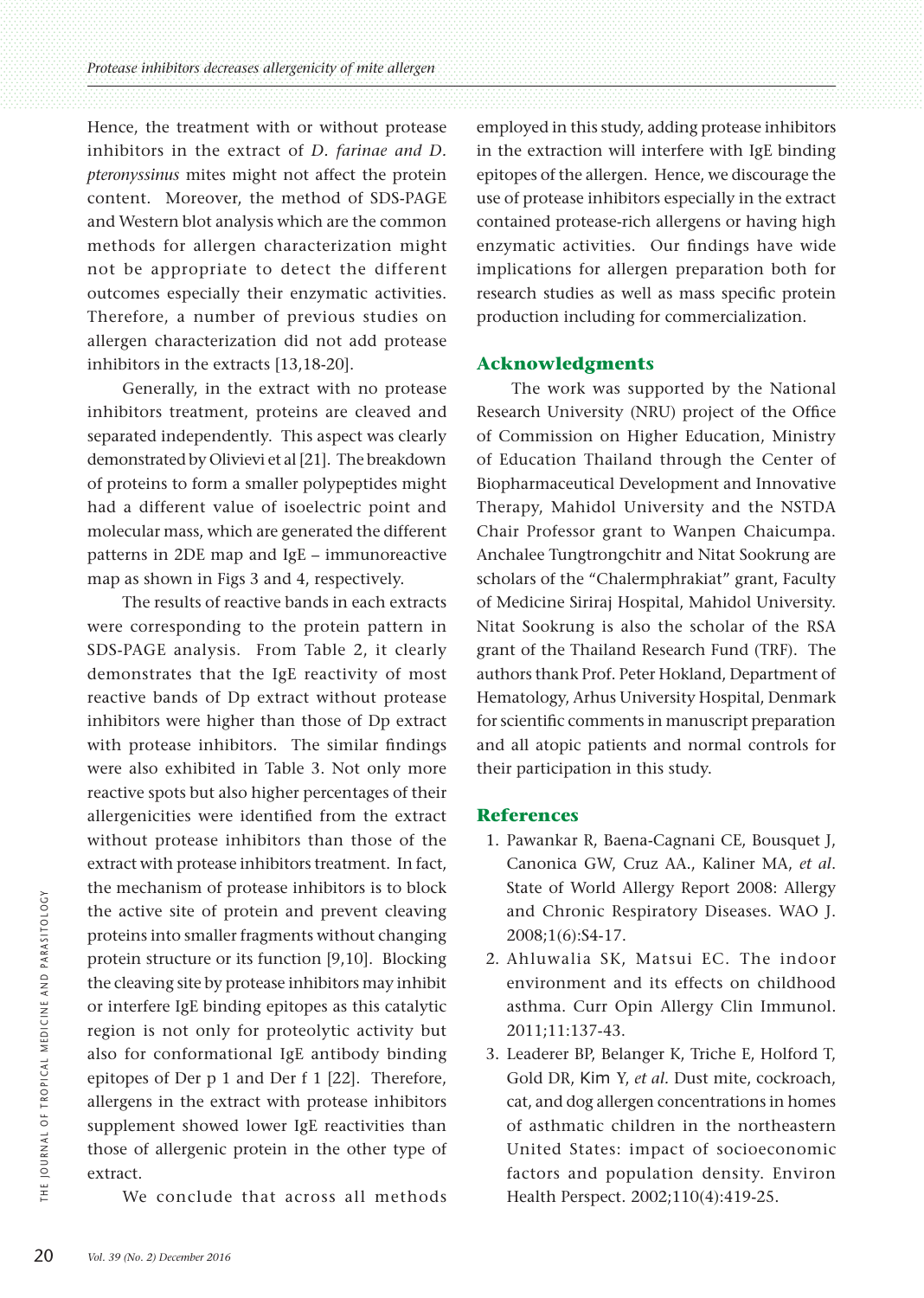Hence, the treatment with or without protease inhibitors in the extract of *D. farinae and D. pteronyssinus* mites might not affect the protein content. Moreover, the method of SDS-PAGE and Western blot analysis which are the common methods for allergen characterization might not be appropriate to detect the different outcomes especially their enzymatic activities. Therefore, a number of previous studies on allergen characterization did not add protease inhibitors in the extracts [13,18-20].

Generally, in the extract with no protease inhibitors treatment, proteins are cleaved and separated independently. This aspect was clearly demonstrated by Olivievi et al [21]. The breakdown of proteins to form a smaller polypeptides might had a different value of isoelectric point and molecular mass, which are generated the different patterns in 2DE map and IgE – immunoreactive map as shown in Figs 3 and 4, respectively.

The results of reactive bands in each extracts were corresponding to the protein pattern in SDS-PAGE analysis. From Table 2, it clearly demonstrates that the IgE reactivity of most reactive bands of Dp extract without protease inhibitors were higher than those of Dp extract with protease inhibitors. The similar findings were also exhibited in Table 3. Not only more reactive spots but also higher percentages of their allergenicities were identified from the extract without protease inhibitors than those of the extract with protease inhibitors treatment. In fact, the mechanism of protease inhibitors is to block the active site of protein and prevent cleaving proteins into smaller fragments without changing protein structure or its function [9,10]. Blocking the cleaving site by protease inhibitors may inhibit or interfere IgE binding epitopes as this catalytic region is not only for proteolytic activity but also for conformational IgE antibody binding epitopes of Der p 1 and Der f 1 [22]. Therefore, allergens in the extract with protease inhibitors supplement showed lower IgE reactivities than those of allergenic protein in the other type of extract.

We conclude that across all methods employed in this study, adding protease inhibitors in the extraction will interfere with IgE binding epitopes of the allergen. Hence, we discourage the use of protease inhibitors especially in the extract contained protease-rich allergens or having high enzymatic activities. Our findings have wide implications for allergen preparation both for research studies as well as mass specific protein production including for commercialization.

## Acknowledgments

The work was supported by the National Research University (NRU) project of the Office of Commission on Higher Education, Ministry of Education Thailand through the Center of Biopharmaceutical Development and Innovative Therapy, Mahidol University and the NSTDA Chair Professor grant to Wanpen Chaicumpa. Anchalee Tungtrongchitr and Nitat Sookrung are scholars of the "Chalermphrakiat" grant, Faculty of Medicine Siriraj Hospital, Mahidol University. Nitat Sookrung is also the scholar of the RSA grant of the Thailand Research Fund (TRF). The authors thank Prof. Peter Hokland, Department of Hematology, Arhus University Hospital, Denmark for scientific comments in manuscript preparation and all atopic patients and normal controls for their participation in this study.

## References

1. Pawankar R, Baena-Cagnani CE, Bousquet J, Canonica GW, Cruz AA., Kaliner MA, *et al.* State of World Allergy Report 2008: Allergy and Chronic Respiratory Diseases. WAO J. 2008;1(6):S4-17.
2. Ahluwalia SK, Matsui EC. The indoor environment and its effects on childhood asthma. Curr Opin Allergy Clin Immunol. 2011;11:137-43.
3. Leaderer BP, Belanger K, Triche E, Holford T, Gold DR, Kim Y, *et al.* Dust mite, cockroach, cat, and dog allergen concentrations in homes of asthmatic children in the northeastern United States: impact of socioeconomic factors and population density. Environ Health Perspect. 2002;110(4):419-25.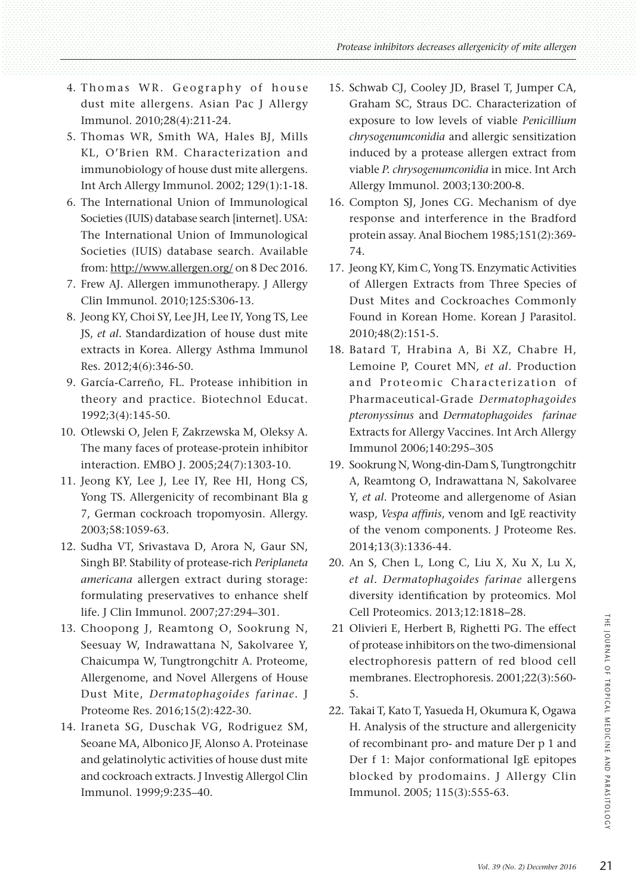4. Thomas WR. Geography of house dust mite allergens. Asian Pac J Allergy Immunol. 2010;28(4):211-24.
5. Thomas WR, Smith WA, Hales BJ, Mills KL, O'Brien RM. Characterization and immunobiology of house dust mite allergens. Int Arch Allergy Immunol. 2002; 129(1):1-18.
6. The International Union of Immunological Societies (IUIS) database search [internet]. USA: The International Union of Immunological Societies (IUIS) database search. Available from: http://www.allergen.org/ on 8 Dec 2016.
7. Frew AJ. Allergen immunotherapy. J Allergy Clin Immunol. 2010;125:S306-13.
8. Jeong KY, Choi SY, Lee JH, Lee IY, Yong TS, Lee JS, *et al*. Standardization of house dust mite extracts in Korea. Allergy Asthma Immunol Res. 2012;4(6):346-50.
9. García-Carreño, FL. Protease inhibition in theory and practice. Biotechnol Educat. 1992;3(4):145-50.
10. Otlewski O, Jelen F, Zakrzewska M, Oleksy A. The many faces of protease-protein inhibitor interaction. EMBO J. 2005;24(7):1303-10.
11. Jeong KY, Lee J, Lee IY, Ree HI, Hong CS, Yong TS. Allergenicity of recombinant Bla g 7, German cockroach tropomyosin. Allergy. 2003;58:1059-63.
12. Sudha VT, Srivastava D, Arora N, Gaur SN, Singh BP. Stability of protease-rich *Periplaneta americana* allergen extract during storage: formulating preservatives to enhance shelf life. J Clin Immunol. 2007;27:294–301.
13. Choopong J, Reamtong O, Sookrung N, Seesuay W, Indrawattana N, Sakolvaree Y, Chaicumpa W, Tungtrongchitr A. Proteome, Allergenome, and Novel Allergens of House Dust Mite, *Dermatophagoides farinae*. J Proteome Res. 2016;15(2):422-30.
14. Iraneta SG, Duschak VG, Rodriguez SM, Seoane MA, Albonico JF, Alonso A. Proteinase and gelatinolytic activities of house dust mite and cockroach extracts. J Investig Allergol Clin Immunol. 1999;9:235–40.
15. Schwab CJ, Cooley JD, Brasel T, Jumper CA, Graham SC, Straus DC. Characterization of exposure to low levels of viable *Penicillium chrysogenumconidia* and allergic sensitization induced by a protease allergen extract from viable *P. chrysogenumconidia* in mice. Int Arch Allergy Immunol. 2003;130:200-8.
16. Compton SJ, Jones CG. Mechanism of dye response and interference in the Bradford protein assay. Anal Biochem 1985;151(2):369-74.
17. Jeong KY, Kim C, Yong TS. Enzymatic Activities of Allergen Extracts from Three Species of Dust Mites and Cockroaches Commonly Found in Korean Home. Korean J Parasitol. 2010;48(2):151-5.
18. Batard T, Hrabina A, Bi XZ, Chabre H, Lemoine P, Couret MN, *et al*. Production and Proteomic Characterization of Pharmaceutical-Grade *Dermatophagoides pteronyssinus* and *Dermatophagoides farinae* Extracts for Allergy Vaccines. Int Arch Allergy Immunol 2006;140:295–305
19. Sookrung N, Wong-din-Dam S, Tungtrongchitr A, Reamtong O, Indrawattana N, Sakolvaree Y, *et al*. Proteome and allergenome of Asian wasp, *Vespa affinis*, venom and IgE reactivity of the venom components. J Proteome Res. 2014;13(3):1336-44.
20. An S, Chen L, Long C, Liu X, Xu X, Lu X, *et al*. *Dermatophagoides farinae* allergens diversity identification by proteomics. Mol Cell Proteomics. 2013;12:1818–28.
21. Olivieri E, Herbert B, Righetti PG. The effect of protease inhibitors on the two-dimensional electrophoresis pattern of red blood cell membranes. Electrophoresis. 2001;22(3):560-5.
22. Takai T, Kato T, Yasueda H, Okumura K, Ogawa H. Analysis of the structure and allergenicity of recombinant pro- and mature Der p 1 and Der f 1: Major conformational IgE epitopes blocked by prodomains. J Allergy Clin Immunol. 2005; 115(3):555-63.